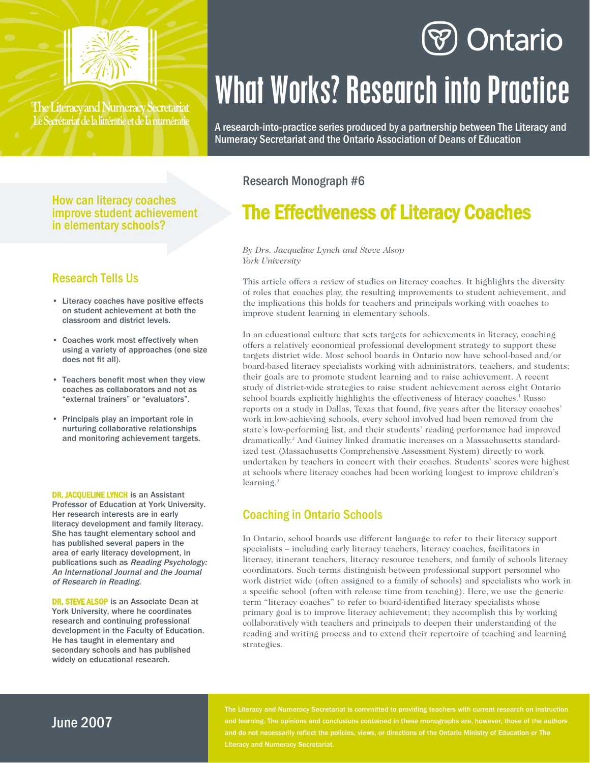The Literacy and Numeracy Secretariat
Le Secrétariat de la littératie et de la numératie

Ontario

# What Works? Research into Practice

A research-into-practice series produced by a partnership between The Literacy and Numeracy Secretariat and the Ontario Association of Deans of Education

Research Monograph #6

## The Effectiveness of Literacy Coaches

*By Drs. Jacqueline Lynch and Steve Alsop*
*York University*

This article offers a review of studies on literacy coaches. It highlights the diversity of roles that coaches play, the resulting improvements to student achievement, and the implications this holds for teachers and principals working with coaches to improve student learning in elementary schools.

In an educational culture that sets targets for achievements in literacy, coaching offers a relatively economical professional development strategy to support these targets district wide. Most school boards in Ontario now have school-based and/or board-based literacy specialists working with administrators, teachers, and students; their goals are to promote student learning and to raise achievement. A recent study of district-wide strategies to raise student achievement across eight Ontario school boards explicitly highlights the effectiveness of literacy coaches.[1] Russo reports on a study in Dallas, Texas that found, five years after the literacy coaches' work in low-achieving schools, every school involved had been removed from the state's low-performing list, and their students' reading performance had improved dramatically.[2] And Guiney linked dramatic increases on a Massachusetts standardized test (Massachusetts Comprehensive Assessment System) directly to work undertaken by teachers in concert with their coaches. Students' scores were highest at schools where literacy coaches had been working longest to improve children's learning.[3]

### Coaching in Ontario Schools

In Ontario, school boards use different language to refer to their literacy support specialists – including early literacy teachers, literacy coaches, facilitators in literacy, itinerant teachers, literacy resource teachers, and family of schools literacy coordinators. Such terms distinguish between professional support personnel who work district wide (often assigned to a family of schools) and specialists who work in a specific school (often with release time from teaching). Here, we use the generic term "literacy coaches" to refer to board-identified literacy specialists whose primary goal is to improve literacy achievement; they accomplish this by working collaboratively with teachers and principals to deepen their understanding of the reading and writing process and to extend their repertoire of teaching and learning strategies.

**How can literacy coaches improve student achievement in elementary schools?**

### Research Tells Us

- Literacy coaches have positive effects on student achievement at both the classroom and district levels.
- Coaches work most effectively when using a variety of approaches (one size does not fit all).
- Teachers benefit most when they view coaches as collaborators and not as "external trainers" or "evaluators".
- Principals play an important role in nurturing collaborative relationships and monitoring achievement targets.

**DR. JACQUELINE LYNCH** is an Assistant Professor of Education at York University. Her research interests are in early literacy development and family literacy. She has taught elementary school and has published several papers in the area of early literacy development, in publications such as *Reading Psychology: An International Journal and the Journal of Research in Reading*.

**DR. STEVE ALSOP** is an Associate Dean at York University, where he coordinates research and continuing professional development in the Faculty of Education. He has taught in elementary and secondary schools and has published widely on educational research.

June 2007

The Literacy and Numeracy Secretariat is committed to providing teachers with current research on instruction and learning. The opinions and conclusions contained in these monographs are, however, those of the authors and do not necessarily reflect the policies, views, or directions of the Ontario Ministry of Education or The Literacy and Numeracy Secretariat.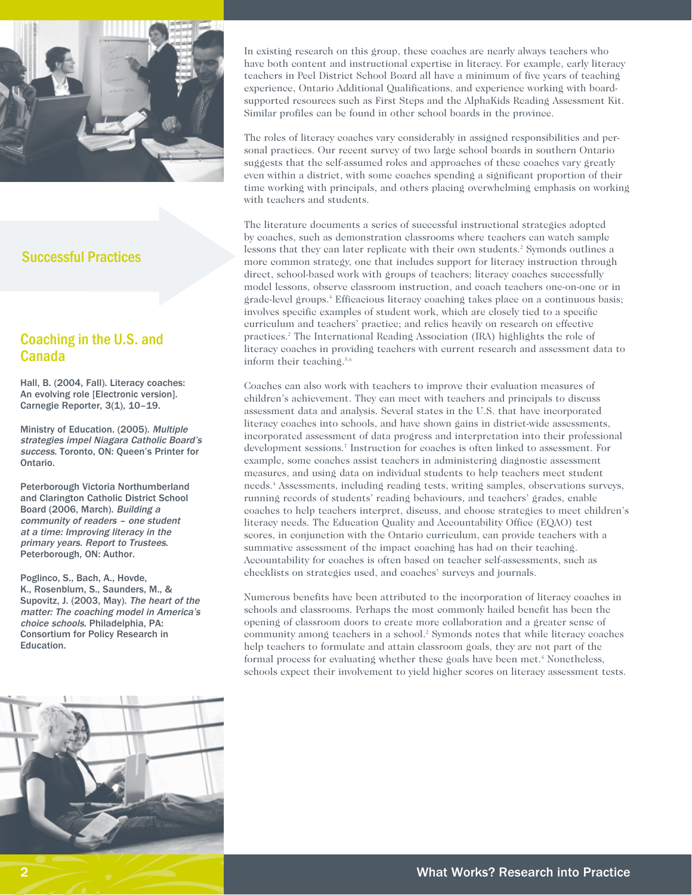In existing research on this group, these coaches are nearly always teachers who have both content and instructional expertise in literacy. For example, early literacy teachers in Peel District School Board all have a minimum of five years of teaching experience, Ontario Additional Qualifications, and experience working with board-supported resources such as First Steps and the AlphaKids Reading Assessment Kit. Similar profiles can be found in other school boards in the province.

The roles of literacy coaches vary considerably in assigned responsibilities and personal practices. Our recent survey of two large school boards in southern Ontario suggests that the self-assumed roles and approaches of these coaches vary greatly even within a district, with some coaches spending a significant proportion of their time working with principals, and others placing overwhelming emphasis on working with teachers and students.

## Successful Practices

The literature documents a series of successful instructional strategies adopted by coaches, such as demonstration classrooms where teachers can watch sample lessons that they can later replicate with their own students.[2] Symonds outlines a more common strategy, one that includes support for literacy instruction through direct, school-based work with groups of teachers; literacy coaches successfully model lessons, observe classroom instruction, and coach teachers one-on-one or in grade-level groups.[4] Efficacious literacy coaching takes place on a continuous basis; involves specific examples of student work, which are closely tied to a specific curriculum and teachers' practice; and relies heavily on research on effective practices.[2] The International Reading Association (IRA) highlights the role of literacy coaches in providing teachers with current research and assessment data to inform their teaching.[5,6]

Coaches can also work with teachers to improve their evaluation measures of children's achievement. They can meet with teachers and principals to discuss assessment data and analysis. Several states in the U.S. that have incorporated literacy coaches into schools, and have shown gains in district-wide assessments, incorporated assessment of data progress and interpretation into their professional development sessions.[7] Instruction for coaches is often linked to assessment. For example, some coaches assist teachers in administering diagnostic assessment measures, and using data on individual students to help teachers meet student needs.[4] Assessments, including reading tests, writing samples, observations surveys, running records of students' reading behaviours, and teachers' grades, enable coaches to help teachers interpret, discuss, and choose strategies to meet children's literacy needs. The Education Quality and Accountability Office (EQAO) test scores, in conjunction with the Ontario curriculum, can provide teachers with a summative assessment of the impact coaching has had on their teaching. Accountability for coaches is often based on teacher self-assessments, such as checklists on strategies used, and coaches' surveys and journals.

Numerous benefits have been attributed to the incorporation of literacy coaches in schools and classrooms. Perhaps the most commonly hailed benefit has been the opening of classroom doors to create more collaboration and a greater sense of community among teachers in a school.[2] Symonds notes that while literacy coaches help teachers to formulate and attain classroom goals, they are not part of the formal process for evaluating whether these goals have been met.[4] Nonetheless, schools expect their involvement to yield higher scores on literacy assessment tests.

## Coaching in the U.S. and Canada

Hall, B. (2004, Fall). Literacy coaches: An evolving role [Electronic version]. Carnegie Reporter, 3(1), 10–19.

Ministry of Education. (2005). *Multiple strategies impel Niagara Catholic Board's success*. Toronto, ON: Queen's Printer for Ontario.

Peterborough Victoria Northumberland and Clarington Catholic District School Board (2006, March). *Building a community of readers – one student at a time: Improving literacy in the primary years. Report to Trustees.* Peterborough, ON: Author.

Poglinco, S., Bach, A., Hovde, K., Rosenblum, S., Saunders, M., & Supovitz, J. (2003, May). *The heart of the matter: The coaching model in America's choice schools.* Philadelphia, PA: Consortium for Policy Research in Education.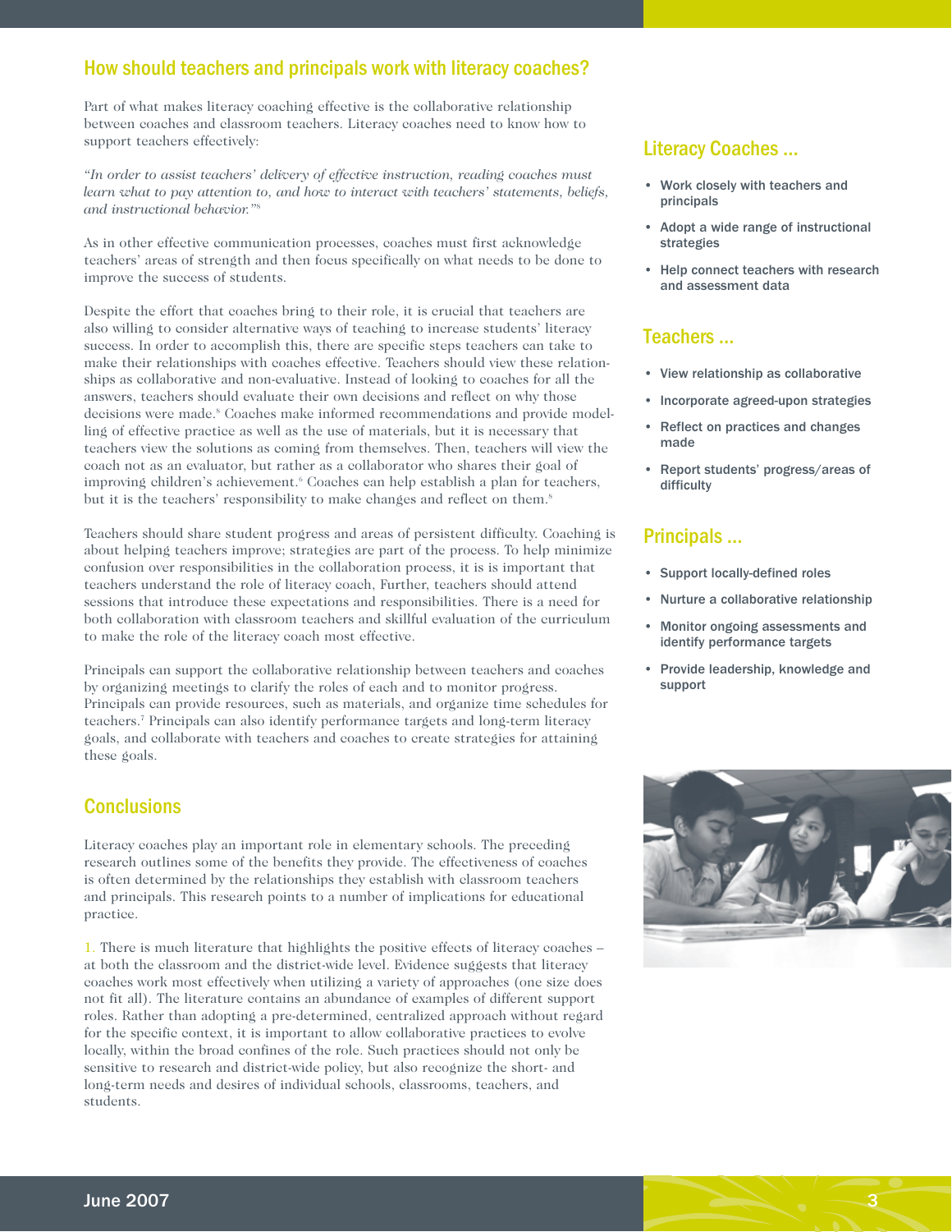## How should teachers and principals work with literacy coaches?

Part of what makes literacy coaching effective is the collaborative relationship between coaches and classroom teachers. Literacy coaches need to know how to support teachers effectively:

*"In order to assist teachers' delivery of effective instruction, reading coaches must learn what to pay attention to, and how to interact with teachers' statements, beliefs, and instructional behavior."*[8]

As in other effective communication processes, coaches must first acknowledge teachers' areas of strength and then focus specifically on what needs to be done to improve the success of students.

Despite the effort that coaches bring to their role, it is crucial that teachers are also willing to consider alternative ways of teaching to increase students' literacy success. In order to accomplish this, there are specific steps teachers can take to make their relationships with coaches effective. Teachers should view these relationships as collaborative and non-evaluative. Instead of looking to coaches for all the answers, teachers should evaluate their own decisions and reflect on why those decisions were made.[8] Coaches make informed recommendations and provide modelling of effective practice as well as the use of materials, but it is necessary that teachers view the solutions as coming from themselves. Then, teachers will view the coach not as an evaluator, but rather as a collaborator who shares their goal of improving children's achievement.[6] Coaches can help establish a plan for teachers, but it is the teachers' responsibility to make changes and reflect on them.[8]

Teachers should share student progress and areas of persistent difficulty. Coaching is about helping teachers improve; strategies are part of the process. To help minimize confusion over responsibilities in the collaboration process, it is is important that teachers understand the role of literacy coach, Further, teachers should attend sessions that introduce these expectations and responsibilities. There is a need for both collaboration with classroom teachers and skillful evaluation of the curriculum to make the role of the literacy coach most effective.

Principals can support the collaborative relationship between teachers and coaches by organizing meetings to clarify the roles of each and to monitor progress. Principals can provide resources, such as materials, and organize time schedules for teachers.[7] Principals can also identify performance targets and long-term literacy goals, and collaborate with teachers and coaches to create strategies for attaining these goals.

### Literacy Coaches ...

- Work closely with teachers and principals
- Adopt a wide range of instructional strategies
- Help connect teachers with research and assessment data

### Teachers ...

- View relationship as collaborative
- Incorporate agreed-upon strategies
- Reflect on practices and changes made
- Report students' progress/areas of difficulty

### Principals ...

- Support locally-defined roles
- Nurture a collaborative relationship
- Monitor ongoing assessments and identify performance targets
- Provide leadership, knowledge and support

## Conclusions

Literacy coaches play an important role in elementary schools. The preceding research outlines some of the benefits they provide. The effectiveness of coaches is often determined by the relationships they establish with classroom teachers and principals. This research points to a number of implications for educational practice.

1. There is much literature that highlights the positive effects of literacy coaches – at both the classroom and the district-wide level. Evidence suggests that literacy coaches work most effectively when utilizing a variety of approaches (one size does not fit all). The literature contains an abundance of examples of different support roles. Rather than adopting a pre-determined, centralized approach without regard for the specific context, it is important to allow collaborative practices to evolve locally, within the broad confines of the role. Such practices should not only be sensitive to research and district-wide policy, but also recognize the short- and long-term needs and desires of individual schools, classrooms, teachers, and students.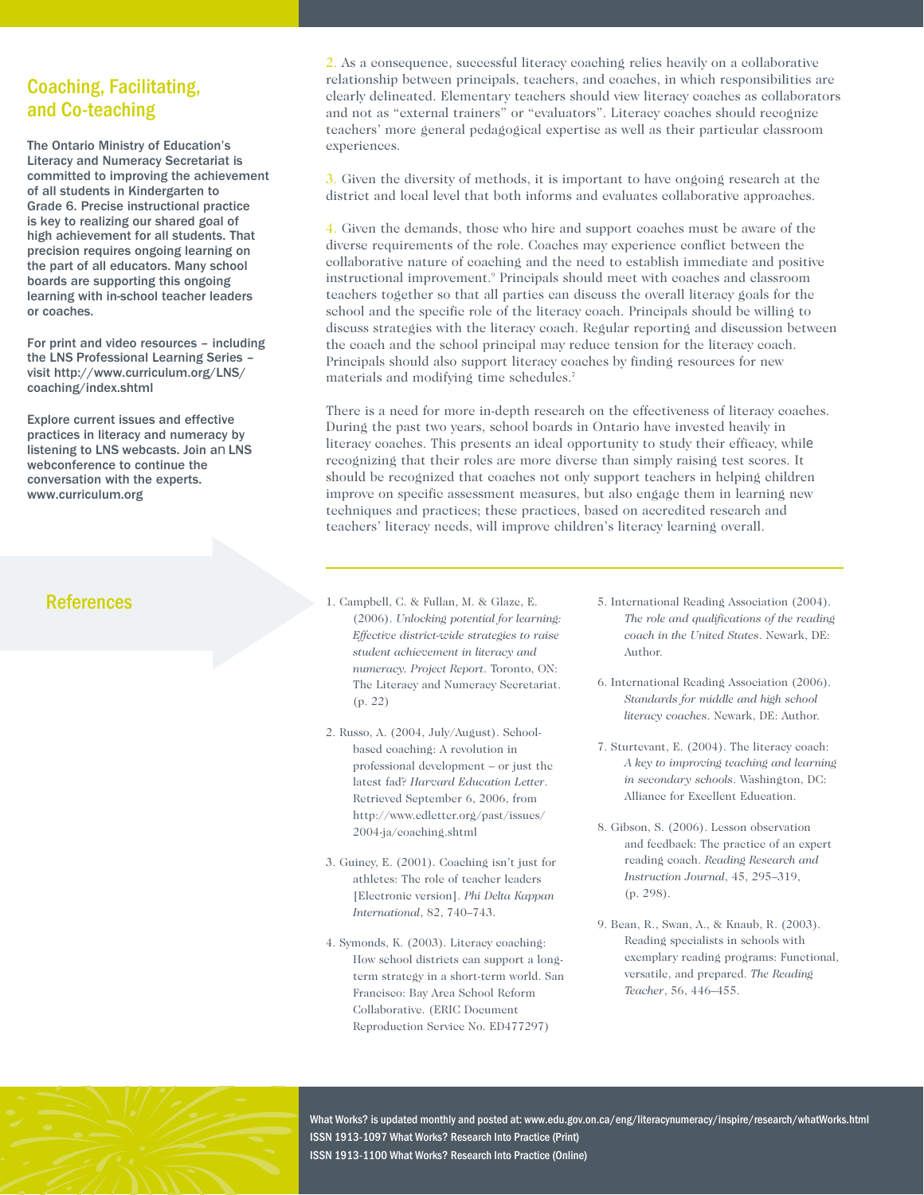## Coaching, Facilitating, and Co-teaching

**The Ontario Ministry of Education's Literacy and Numeracy Secretariat is committed to improving the achievement of all students in Kindergarten to Grade 6. Precise instructional practice is key to realizing our shared goal of high achievement for all students. That precision requires ongoing learning on the part of all educators. Many school boards are supporting this ongoing learning with in-school teacher leaders or coaches.**

**For print and video resources – including the LNS Professional Learning Series – visit http://www.curriculum.org/LNS/coaching/index.shtml**

**Explore current issues and effective practices in literacy and numeracy by listening to LNS webcasts. Join an LNS webconference to continue the conversation with the experts. www.curriculum.org**

2. As a consequence, successful literacy coaching relies heavily on a collaborative relationship between principals, teachers, and coaches, in which responsibilities are clearly delineated. Elementary teachers should view literacy coaches as collaborators and not as "external trainers" or "evaluators". Literacy coaches should recognize teachers' more general pedagogical expertise as well as their particular classroom experiences.

3. Given the diversity of methods, it is important to have ongoing research at the district and local level that both informs and evaluates collaborative approaches.

4. Given the demands, those who hire and support coaches must be aware of the diverse requirements of the role. Coaches may experience conflict between the collaborative nature of coaching and the need to establish immediate and positive instructional improvement.[9] Principals should meet with coaches and classroom teachers together so that all parties can discuss the overall literacy goals for the school and the specific role of the literacy coach. Principals should be willing to discuss strategies with the literacy coach. Regular reporting and discussion between the coach and the school principal may reduce tension for the literacy coach. Principals should also support literacy coaches by finding resources for new materials and modifying time schedules.[7]

There is a need for more in-depth research on the effectiveness of literacy coaches. During the past two years, school boards in Ontario have invested heavily in literacy coaches. This presents an ideal opportunity to study their efficacy, while recognizing that their roles are more diverse than simply raising test scores. It should be recognized that coaches not only support teachers in helping children improve on specific assessment measures, but also engage them in learning new techniques and practices; these practices, based on accredited research and teachers' literacy needs, will improve children's literacy learning overall.

## References

1. Campbell, C. & Fullan, M. & Glaze, E. (2006). *Unlocking potential for learning: Effective district-wide strategies to raise student achievement in literacy and numeracy. Project Report*. Toronto, ON: The Literacy and Numeracy Secretariat. (p. 22)

2. Russo, A. (2004, July/August). School-based coaching: A revolution in professional development – or just the latest fad? *Harvard Education Letter*. Retrieved September 6, 2006, from http://www.edletter.org/past/issues/2004-ja/coaching.shtml

3. Guiney, E. (2001). Coaching isn't just for athletes: The role of teacher leaders [Electronic version]. *Phi Delta Kappan International*, 82, 740–743.

4. Symonds, K. (2003). Literacy coaching: How school districts can support a long-term strategy in a short-term world. San Francisco: Bay Area School Reform Collaborative. (ERIC Document Reproduction Service No. ED477297)

5. International Reading Association (2004). *The role and qualifications of the reading coach in the United States*. Newark, DE: Author.

6. International Reading Association (2006). *Standards for middle and high school literacy coaches*. Newark, DE: Author.

7. Sturtevant, E. (2004). The literacy coach: *A key to improving teaching and learning in secondary schools*. Washington, DC: Alliance for Excellent Education.

8. Gibson, S. (2006). Lesson observation and feedback: The practice of an expert reading coach. *Reading Research and Instruction Journal*, 45, 295–319, (p. 298).

9. Bean, R., Swan, A., & Knaub, R. (2003). Reading specialists in schools with exemplary reading programs: Functional, versatile, and prepared. *The Reading Teacher*, 56, 446–455.

What Works? is updated monthly and posted at: www.edu.gov.on.ca/eng/literacynumeracy/inspire/research/whatWorks.html
ISSN 1913-1097 What Works? Research Into Practice (Print)
ISSN 1913-1100 What Works? Research Into Practice (Online)